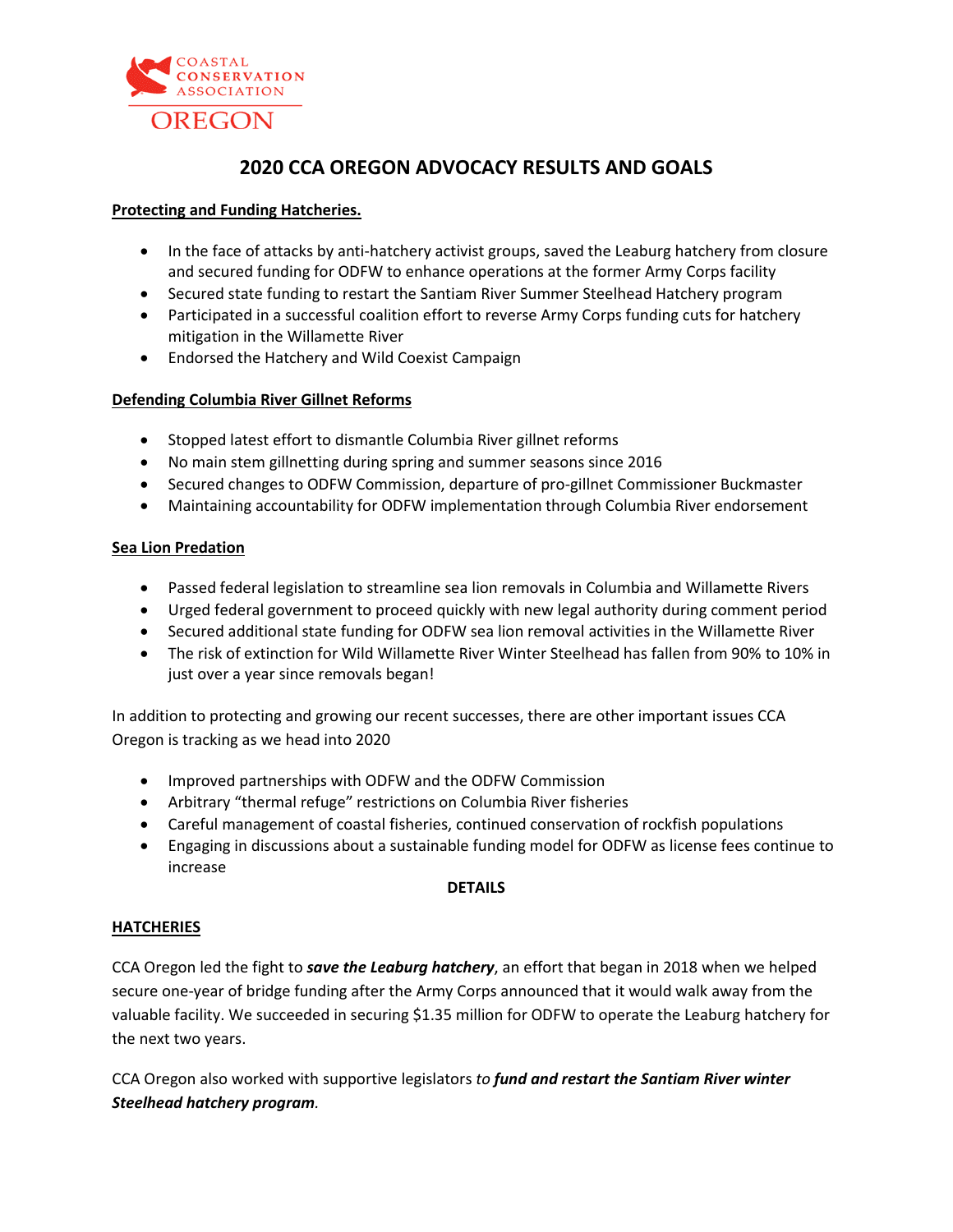COASTAL CONSERVATION ASSOCIATION OREGON

# 2020 CCA OREGON ADVOCACY RESULTS AND GOALS

**Protecting and Funding Hatcheries.**

- In the face of attacks by anti-hatchery activist groups, saved the Leaburg hatchery from closure and secured funding for ODFW to enhance operations at the former Army Corps facility
- Secured state funding to restart the Santiam River Summer Steelhead Hatchery program
- Participated in a successful coalition effort to reverse Army Corps funding cuts for hatchery mitigation in the Willamette River
- Endorsed the Hatchery and Wild Coexist Campaign

**Defending Columbia River Gillnet Reforms**

- Stopped latest effort to dismantle Columbia River gillnet reforms
- No main stem gillnetting during spring and summer seasons since 2016
- Secured changes to ODFW Commission, departure of pro-gillnet Commissioner Buckmaster
- Maintaining accountability for ODFW implementation through Columbia River endorsement

**Sea Lion Predation**

- Passed federal legislation to streamline sea lion removals in Columbia and Willamette Rivers
- Urged federal government to proceed quickly with new legal authority during comment period
- Secured additional state funding for ODFW sea lion removal activities in the Willamette River
- The risk of extinction for Wild Willamette River Winter Steelhead has fallen from 90% to 10% in just over a year since removals began!

In addition to protecting and growing our recent successes, there are other important issues CCA Oregon is tracking as we head into 2020

- Improved partnerships with ODFW and the ODFW Commission
- Arbitrary "thermal refuge" restrictions on Columbia River fisheries
- Careful management of coastal fisheries, continued conservation of rockfish populations
- Engaging in discussions about a sustainable funding model for ODFW as license fees continue to increase

**DETAILS**

**HATCHERIES**

CCA Oregon led the fight to ***save the Leaburg hatchery***, an effort that began in 2018 when we helped secure one-year of bridge funding after the Army Corps announced that it would walk away from the valuable facility. We succeeded in securing $1.35 million for ODFW to operate the Leaburg hatchery for the next two years.

CCA Oregon also worked with supportive legislators *to **fund and restart the Santiam River winter Steelhead hatchery program***.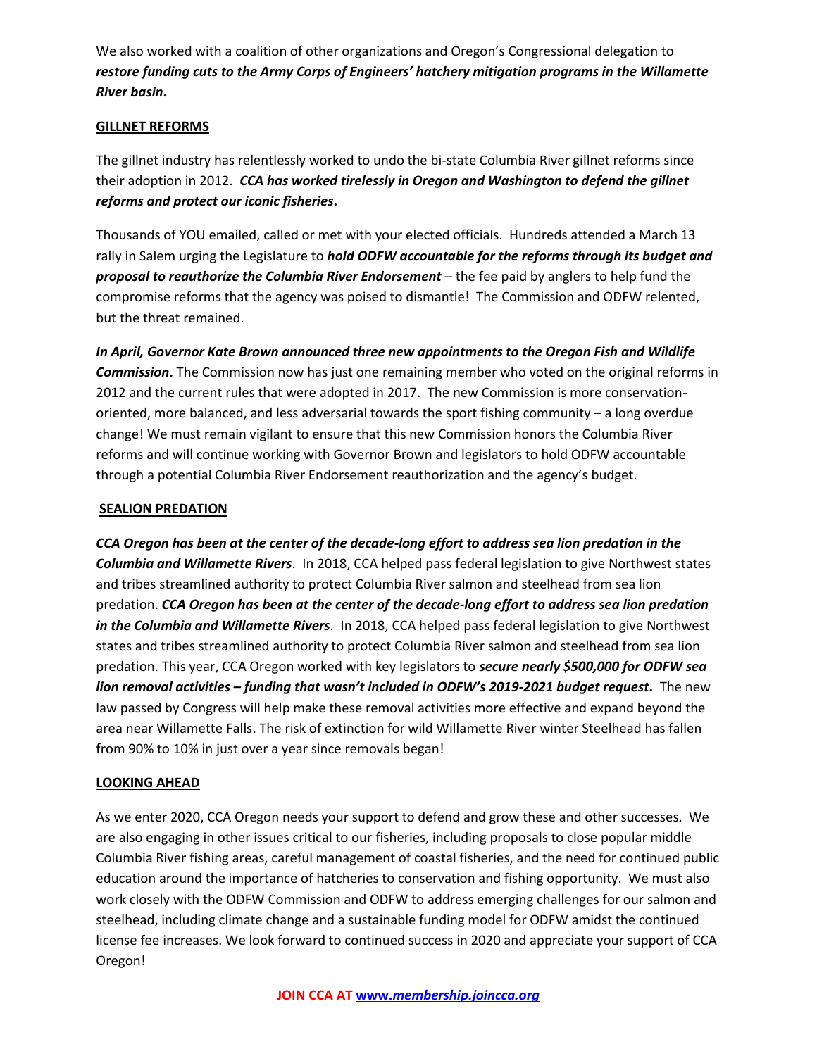We also worked with a coalition of other organizations and Oregon's Congressional delegation to ***restore funding cuts to the Army Corps of Engineers' hatchery mitigation programs in the Willamette River basin*.**

**GILLNET REFORMS**

The gillnet industry has relentlessly worked to undo the bi-state Columbia River gillnet reforms since their adoption in 2012. ***CCA has worked tirelessly in Oregon and Washington to defend the gillnet reforms and protect our iconic fisheries*.**

Thousands of YOU emailed, called or met with your elected officials. Hundreds attended a March 13 rally in Salem urging the Legislature to ***hold ODFW accountable for the reforms through its budget and proposal to reauthorize the Columbia River Endorsement*** – the fee paid by anglers to help fund the compromise reforms that the agency was poised to dismantle! The Commission and ODFW relented, but the threat remained.

***In April, Governor Kate Brown announced three new appointments to the Oregon Fish and Wildlife Commission*.** The Commission now has just one remaining member who voted on the original reforms in 2012 and the current rules that were adopted in 2017. The new Commission is more conservation-oriented, more balanced, and less adversarial towards the sport fishing community – a long overdue change! We must remain vigilant to ensure that this new Commission honors the Columbia River reforms and will continue working with Governor Brown and legislators to hold ODFW accountable through a potential Columbia River Endorsement reauthorization and the agency's budget.

**SEALION PREDATION**

***CCA Oregon has been at the center of the decade-long effort to address sea lion predation in the Columbia and Willamette Rivers***. In 2018, CCA helped pass federal legislation to give Northwest states and tribes streamlined authority to protect Columbia River salmon and steelhead from sea lion predation. ***CCA Oregon has been at the center of the decade-long effort to address sea lion predation in the Columbia and Willamette Rivers***. In 2018, CCA helped pass federal legislation to give Northwest states and tribes streamlined authority to protect Columbia River salmon and steelhead from sea lion predation. This year, CCA Oregon worked with key legislators to ***secure nearly $500,000 for ODFW sea lion removal activities – funding that wasn't included in ODFW's 2019-2021 budget request*.** The new law passed by Congress will help make these removal activities more effective and expand beyond the area near Willamette Falls. The risk of extinction for wild Willamette River winter Steelhead has fallen from 90% to 10% in just over a year since removals began!

**LOOKING AHEAD**

As we enter 2020, CCA Oregon needs your support to defend and grow these and other successes. We are also engaging in other issues critical to our fisheries, including proposals to close popular middle Columbia River fishing areas, careful management of coastal fisheries, and the need for continued public education around the importance of hatcheries to conservation and fishing opportunity. We must also work closely with the ODFW Commission and ODFW to address emerging challenges for our salmon and steelhead, including climate change and a sustainable funding model for ODFW amidst the continued license fee increases. We look forward to continued success in 2020 and appreciate your support of CCA Oregon!

**JOIN CCA AT *www.membership.joincca.org***